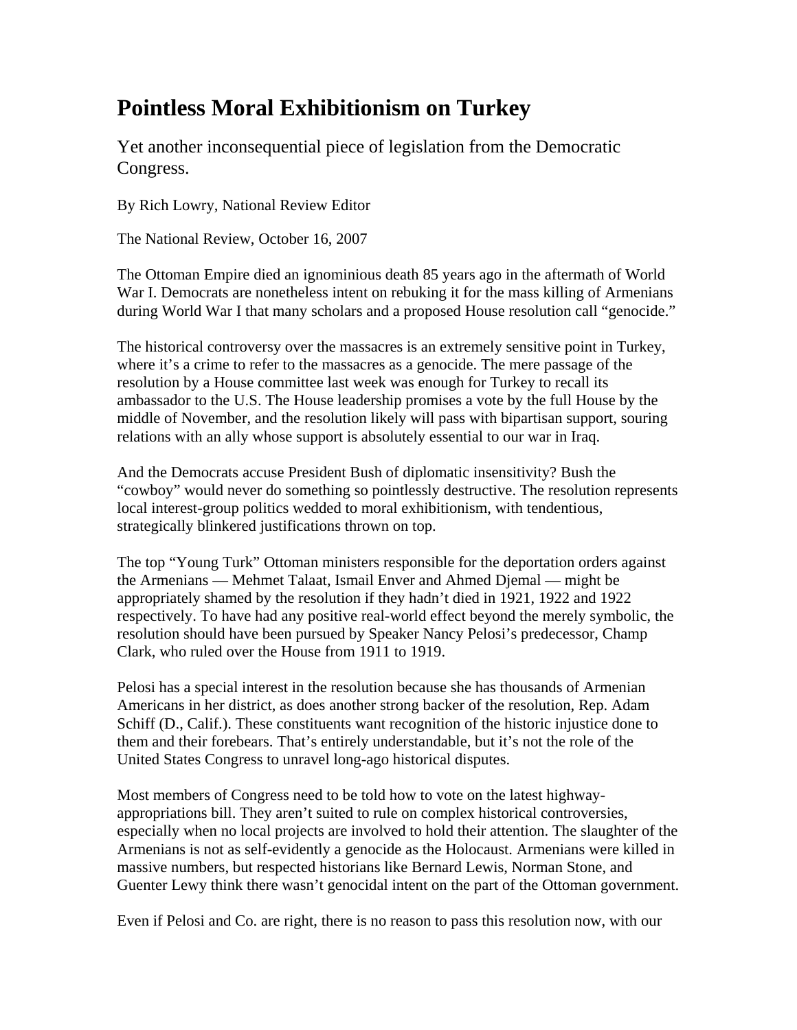# Pointless Moral Exhibitionism on Turkey

Yet another inconsequential piece of legislation from the Democratic Congress.

By Rich Lowry, National Review Editor

The National Review, October 16, 2007

The Ottoman Empire died an ignominious death 85 years ago in the aftermath of World War I. Democrats are nonetheless intent on rebuking it for the mass killing of Armenians during World War I that many scholars and a proposed House resolution call "genocide."

The historical controversy over the massacres is an extremely sensitive point in Turkey, where it's a crime to refer to the massacres as a genocide. The mere passage of the resolution by a House committee last week was enough for Turkey to recall its ambassador to the U.S. The House leadership promises a vote by the full House by the middle of November, and the resolution likely will pass with bipartisan support, souring relations with an ally whose support is absolutely essential to our war in Iraq.

And the Democrats accuse President Bush of diplomatic insensitivity? Bush the "cowboy" would never do something so pointlessly destructive. The resolution represents local interest-group politics wedded to moral exhibitionism, with tendentious, strategically blinkered justifications thrown on top.

The top "Young Turk" Ottoman ministers responsible for the deportation orders against the Armenians — Mehmet Talaat, Ismail Enver and Ahmed Djemal — might be appropriately shamed by the resolution if they hadn't died in 1921, 1922 and 1922 respectively. To have had any positive real-world effect beyond the merely symbolic, the resolution should have been pursued by Speaker Nancy Pelosi's predecessor, Champ Clark, who ruled over the House from 1911 to 1919.

Pelosi has a special interest in the resolution because she has thousands of Armenian Americans in her district, as does another strong backer of the resolution, Rep. Adam Schiff (D., Calif.). These constituents want recognition of the historic injustice done to them and their forebears. That's entirely understandable, but it's not the role of the United States Congress to unravel long-ago historical disputes.

Most members of Congress need to be told how to vote on the latest highway-appropriations bill. They aren't suited to rule on complex historical controversies, especially when no local projects are involved to hold their attention. The slaughter of the Armenians is not as self-evidently a genocide as the Holocaust. Armenians were killed in massive numbers, but respected historians like Bernard Lewis, Norman Stone, and Guenter Lewy think there wasn't genocidal intent on the part of the Ottoman government.

Even if Pelosi and Co. are right, there is no reason to pass this resolution now, with our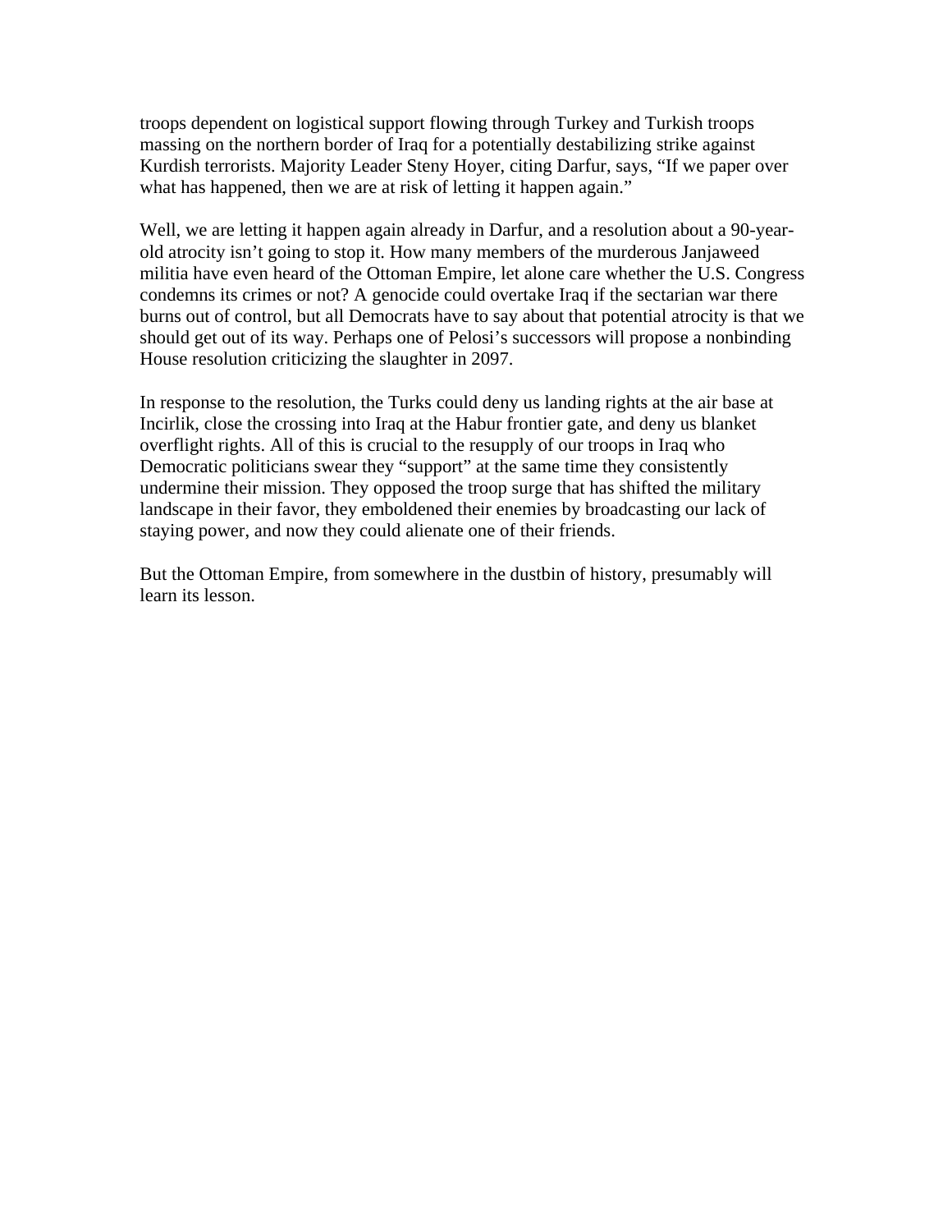troops dependent on logistical support flowing through Turkey and Turkish troops massing on the northern border of Iraq for a potentially destabilizing strike against Kurdish terrorists. Majority Leader Steny Hoyer, citing Darfur, says, "If we paper over what has happened, then we are at risk of letting it happen again."

Well, we are letting it happen again already in Darfur, and a resolution about a 90-year-old atrocity isn't going to stop it. How many members of the murderous Janjaweed militia have even heard of the Ottoman Empire, let alone care whether the U.S. Congress condemns its crimes or not? A genocide could overtake Iraq if the sectarian war there burns out of control, but all Democrats have to say about that potential atrocity is that we should get out of its way. Perhaps one of Pelosi's successors will propose a nonbinding House resolution criticizing the slaughter in 2097.

In response to the resolution, the Turks could deny us landing rights at the air base at Incirlik, close the crossing into Iraq at the Habur frontier gate, and deny us blanket overflight rights. All of this is crucial to the resupply of our troops in Iraq who Democratic politicians swear they "support" at the same time they consistently undermine their mission. They opposed the troop surge that has shifted the military landscape in their favor, they emboldened their enemies by broadcasting our lack of staying power, and now they could alienate one of their friends.

But the Ottoman Empire, from somewhere in the dustbin of history, presumably will learn its lesson.